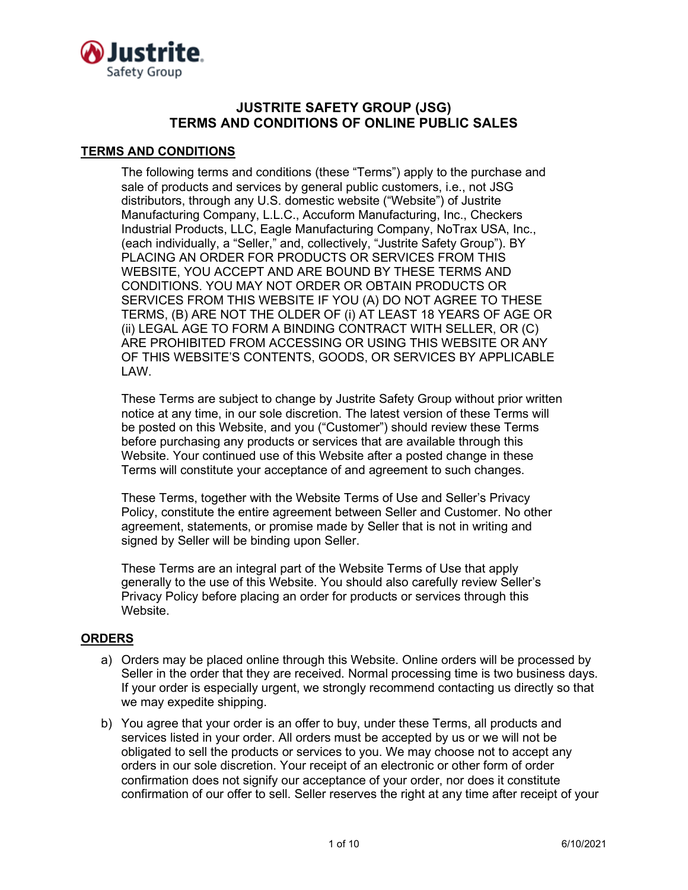# JUSTRITE SAFETY GROUP (JSG)
# TERMS AND CONDITIONS OF ONLINE PUBLIC SALES

## TERMS AND CONDITIONS

The following terms and conditions (these "Terms") apply to the purchase and sale of products and services by general public customers, i.e., not JSG distributors, through any U.S. domestic website ("Website") of Justrite Manufacturing Company, L.L.C., Accuform Manufacturing, Inc., Checkers Industrial Products, LLC, Eagle Manufacturing Company, NoTrax USA, Inc., (each individually, a "Seller," and, collectively, "Justrite Safety Group"). BY PLACING AN ORDER FOR PRODUCTS OR SERVICES FROM THIS WEBSITE, YOU ACCEPT AND ARE BOUND BY THESE TERMS AND CONDITIONS. YOU MAY NOT ORDER OR OBTAIN PRODUCTS OR SERVICES FROM THIS WEBSITE IF YOU (A) DO NOT AGREE TO THESE TERMS, (B) ARE NOT THE OLDER OF (i) AT LEAST 18 YEARS OF AGE OR (ii) LEGAL AGE TO FORM A BINDING CONTRACT WITH SELLER, OR (C) ARE PROHIBITED FROM ACCESSING OR USING THIS WEBSITE OR ANY OF THIS WEBSITE'S CONTENTS, GOODS, OR SERVICES BY APPLICABLE LAW.

These Terms are subject to change by Justrite Safety Group without prior written notice at any time, in our sole discretion. The latest version of these Terms will be posted on this Website, and you ("Customer") should review these Terms before purchasing any products or services that are available through this Website. Your continued use of this Website after a posted change in these Terms will constitute your acceptance of and agreement to such changes.

These Terms, together with the Website Terms of Use and Seller's Privacy Policy, constitute the entire agreement between Seller and Customer. No other agreement, statements, or promise made by Seller that is not in writing and signed by Seller will be binding upon Seller.

These Terms are an integral part of the Website Terms of Use that apply generally to the use of this Website. You should also carefully review Seller's Privacy Policy before placing an order for products or services through this Website.

## ORDERS

a) Orders may be placed online through this Website. Online orders will be processed by Seller in the order that they are received. Normal processing time is two business days. If your order is especially urgent, we strongly recommend contacting us directly so that we may expedite shipping.

b) You agree that your order is an offer to buy, under these Terms, all products and services listed in your order. All orders must be accepted by us or we will not be obligated to sell the products or services to you. We may choose not to accept any orders in our sole discretion. Your receipt of an electronic or other form of order confirmation does not signify our acceptance of your order, nor does it constitute confirmation of our offer to sell. Seller reserves the right at any time after receipt of your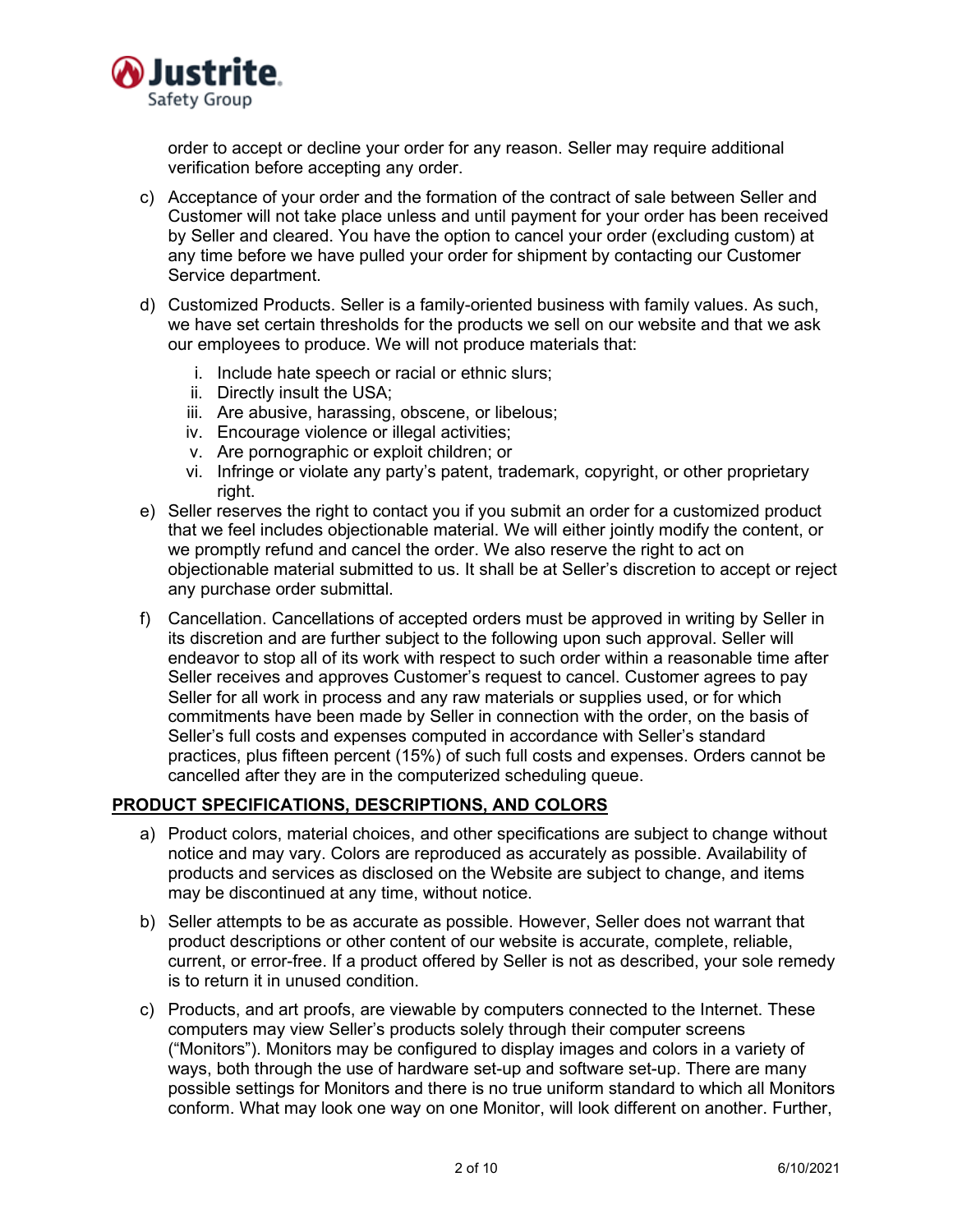order to accept or decline your order for any reason. Seller may require additional verification before accepting any order.

c) Acceptance of your order and the formation of the contract of sale between Seller and Customer will not take place unless and until payment for your order has been received by Seller and cleared. You have the option to cancel your order (excluding custom) at any time before we have pulled your order for shipment by contacting our Customer Service department.

d) Customized Products. Seller is a family-oriented business with family values. As such, we have set certain thresholds for the products we sell on our website and that we ask our employees to produce. We will not produce materials that:

   i. Include hate speech or racial or ethnic slurs;
   ii. Directly insult the USA;
   iii. Are abusive, harassing, obscene, or libelous;
   iv. Encourage violence or illegal activities;
   v. Are pornographic or exploit children; or
   vi. Infringe or violate any party's patent, trademark, copyright, or other proprietary right.

e) Seller reserves the right to contact you if you submit an order for a customized product that we feel includes objectionable material. We will either jointly modify the content, or we promptly refund and cancel the order. We also reserve the right to act on objectionable material submitted to us. It shall be at Seller's discretion to accept or reject any purchase order submittal.

f) Cancellation. Cancellations of accepted orders must be approved in writing by Seller in its discretion and are further subject to the following upon such approval. Seller will endeavor to stop all of its work with respect to such order within a reasonable time after Seller receives and approves Customer's request to cancel. Customer agrees to pay Seller for all work in process and any raw materials or supplies used, or for which commitments have been made by Seller in connection with the order, on the basis of Seller's full costs and expenses computed in accordance with Seller's standard practices, plus fifteen percent (15%) of such full costs and expenses. Orders cannot be cancelled after they are in the computerized scheduling queue.

**PRODUCT SPECIFICATIONS, DESCRIPTIONS, AND COLORS**

a) Product colors, material choices, and other specifications are subject to change without notice and may vary. Colors are reproduced as accurately as possible. Availability of products and services as disclosed on the Website are subject to change, and items may be discontinued at any time, without notice.

b) Seller attempts to be as accurate as possible. However, Seller does not warrant that product descriptions or other content of our website is accurate, complete, reliable, current, or error-free. If a product offered by Seller is not as described, your sole remedy is to return it in unused condition.

c) Products, and art proofs, are viewable by computers connected to the Internet. These computers may view Seller's products solely through their computer screens ("Monitors"). Monitors may be configured to display images and colors in a variety of ways, both through the use of hardware set-up and software set-up. There are many possible settings for Monitors and there is no true uniform standard to which all Monitors conform. What may look one way on one Monitor, will look different on another. Further,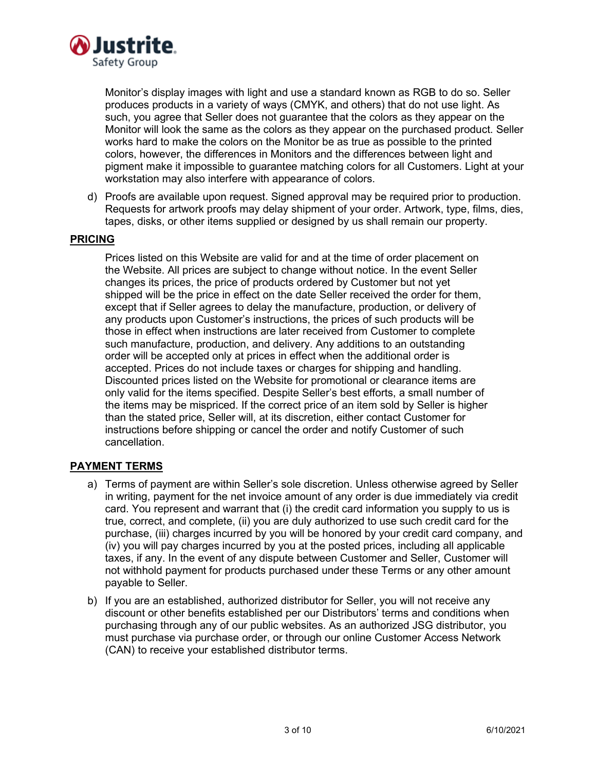Monitor's display images with light and use a standard known as RGB to do so. Seller produces products in a variety of ways (CMYK, and others) that do not use light. As such, you agree that Seller does not guarantee that the colors as they appear on the Monitor will look the same as the colors as they appear on the purchased product. Seller works hard to make the colors on the Monitor be as true as possible to the printed colors, however, the differences in Monitors and the differences between light and pigment make it impossible to guarantee matching colors for all Customers. Light at your workstation may also interfere with appearance of colors.

d) Proofs are available upon request. Signed approval may be required prior to production. Requests for artwork proofs may delay shipment of your order. Artwork, type, films, dies, tapes, disks, or other items supplied or designed by us shall remain our property.

## PRICING

Prices listed on this Website are valid for and at the time of order placement on the Website. All prices are subject to change without notice. In the event Seller changes its prices, the price of products ordered by Customer but not yet shipped will be the price in effect on the date Seller received the order for them, except that if Seller agrees to delay the manufacture, production, or delivery of any products upon Customer's instructions, the prices of such products will be those in effect when instructions are later received from Customer to complete such manufacture, production, and delivery. Any additions to an outstanding order will be accepted only at prices in effect when the additional order is accepted. Prices do not include taxes or charges for shipping and handling. Discounted prices listed on the Website for promotional or clearance items are only valid for the items specified. Despite Seller's best efforts, a small number of the items may be mispriced. If the correct price of an item sold by Seller is higher than the stated price, Seller will, at its discretion, either contact Customer for instructions before shipping or cancel the order and notify Customer of such cancellation.

## PAYMENT TERMS

a) Terms of payment are within Seller's sole discretion. Unless otherwise agreed by Seller in writing, payment for the net invoice amount of any order is due immediately via credit card. You represent and warrant that (i) the credit card information you supply to us is true, correct, and complete, (ii) you are duly authorized to use such credit card for the purchase, (iii) charges incurred by you will be honored by your credit card company, and (iv) you will pay charges incurred by you at the posted prices, including all applicable taxes, if any. In the event of any dispute between Customer and Seller, Customer will not withhold payment for products purchased under these Terms or any other amount payable to Seller.

b) If you are an established, authorized distributor for Seller, you will not receive any discount or other benefits established per our Distributors' terms and conditions when purchasing through any of our public websites. As an authorized JSG distributor, you must purchase via purchase order, or through our online Customer Access Network (CAN) to receive your established distributor terms.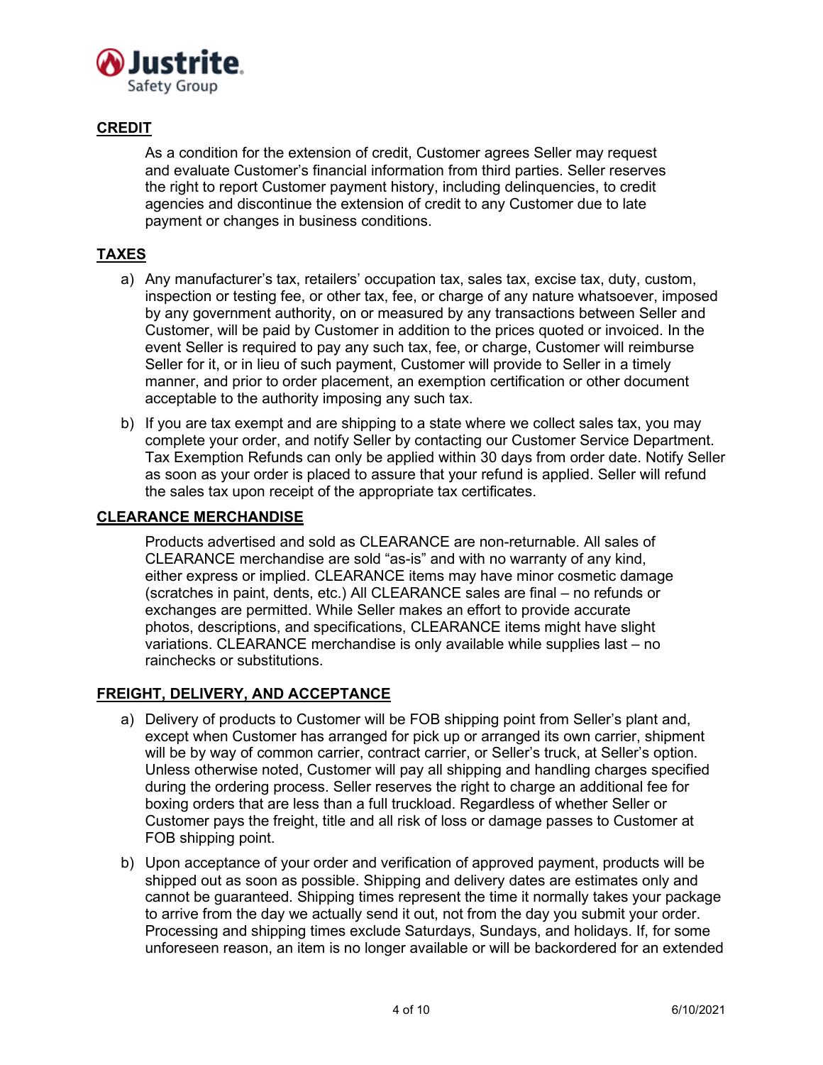## CREDIT

As a condition for the extension of credit, Customer agrees Seller may request and evaluate Customer's financial information from third parties. Seller reserves the right to report Customer payment history, including delinquencies, to credit agencies and discontinue the extension of credit to any Customer due to late payment or changes in business conditions.

## TAXES

a) Any manufacturer's tax, retailers' occupation tax, sales tax, excise tax, duty, custom, inspection or testing fee, or other tax, fee, or charge of any nature whatsoever, imposed by any government authority, on or measured by any transactions between Seller and Customer, will be paid by Customer in addition to the prices quoted or invoiced. In the event Seller is required to pay any such tax, fee, or charge, Customer will reimburse Seller for it, or in lieu of such payment, Customer will provide to Seller in a timely manner, and prior to order placement, an exemption certification or other document acceptable to the authority imposing any such tax.

b) If you are tax exempt and are shipping to a state where we collect sales tax, you may complete your order, and notify Seller by contacting our Customer Service Department. Tax Exemption Refunds can only be applied within 30 days from order date. Notify Seller as soon as your order is placed to assure that your refund is applied. Seller will refund the sales tax upon receipt of the appropriate tax certificates.

## CLEARANCE MERCHANDISE

Products advertised and sold as CLEARANCE are non-returnable. All sales of CLEARANCE merchandise are sold "as-is" and with no warranty of any kind, either express or implied. CLEARANCE items may have minor cosmetic damage (scratches in paint, dents, etc.) All CLEARANCE sales are final – no refunds or exchanges are permitted. While Seller makes an effort to provide accurate photos, descriptions, and specifications, CLEARANCE items might have slight variations. CLEARANCE merchandise is only available while supplies last – no rainchecks or substitutions.

## FREIGHT, DELIVERY, AND ACCEPTANCE

a) Delivery of products to Customer will be FOB shipping point from Seller's plant and, except when Customer has arranged for pick up or arranged its own carrier, shipment will be by way of common carrier, contract carrier, or Seller's truck, at Seller's option. Unless otherwise noted, Customer will pay all shipping and handling charges specified during the ordering process. Seller reserves the right to charge an additional fee for boxing orders that are less than a full truckload. Regardless of whether Seller or Customer pays the freight, title and all risk of loss or damage passes to Customer at FOB shipping point.

b) Upon acceptance of your order and verification of approved payment, products will be shipped out as soon as possible. Shipping and delivery dates are estimates only and cannot be guaranteed. Shipping times represent the time it normally takes your package to arrive from the day we actually send it out, not from the day you submit your order. Processing and shipping times exclude Saturdays, Sundays, and holidays. If, for some unforeseen reason, an item is no longer available or will be backordered for an extended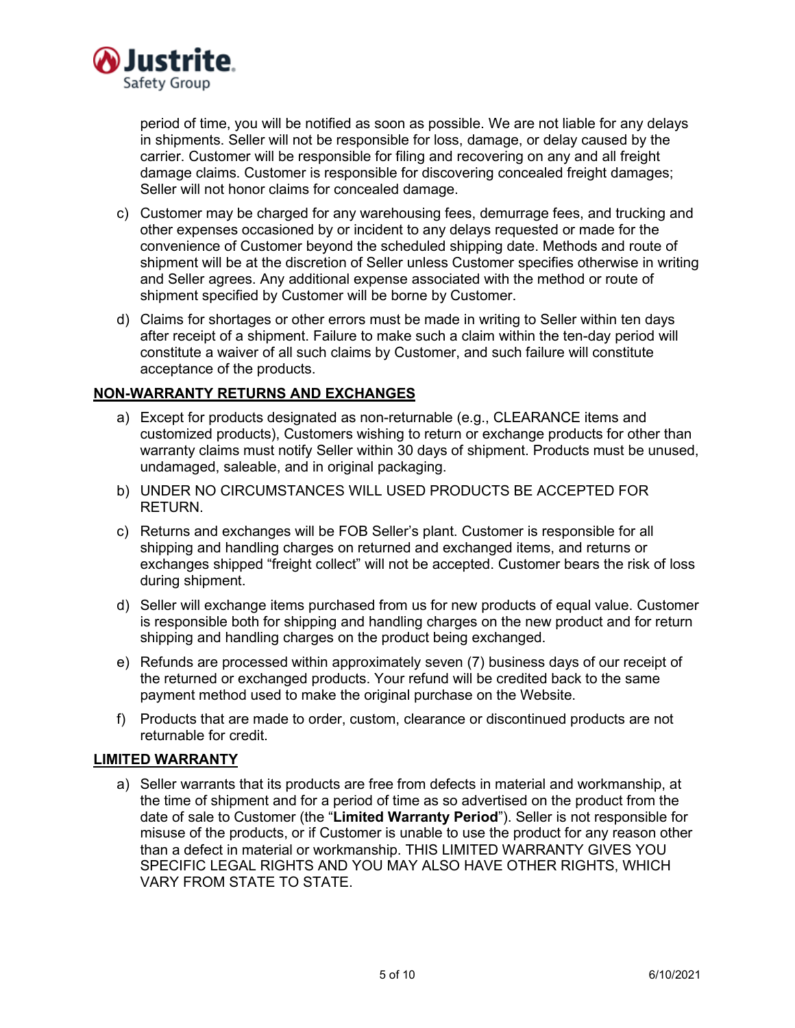period of time, you will be notified as soon as possible. We are not liable for any delays in shipments. Seller will not be responsible for loss, damage, or delay caused by the carrier. Customer will be responsible for filing and recovering on any and all freight damage claims. Customer is responsible for discovering concealed freight damages; Seller will not honor claims for concealed damage.

c) Customer may be charged for any warehousing fees, demurrage fees, and trucking and other expenses occasioned by or incident to any delays requested or made for the convenience of Customer beyond the scheduled shipping date. Methods and route of shipment will be at the discretion of Seller unless Customer specifies otherwise in writing and Seller agrees. Any additional expense associated with the method or route of shipment specified by Customer will be borne by Customer.

d) Claims for shortages or other errors must be made in writing to Seller within ten days after receipt of a shipment. Failure to make such a claim within the ten-day period will constitute a waiver of all such claims by Customer, and such failure will constitute acceptance of the products.

**NON-WARRANTY RETURNS AND EXCHANGES**

a) Except for products designated as non-returnable (e.g., CLEARANCE items and customized products), Customers wishing to return or exchange products for other than warranty claims must notify Seller within 30 days of shipment. Products must be unused, undamaged, saleable, and in original packaging.

b) UNDER NO CIRCUMSTANCES WILL USED PRODUCTS BE ACCEPTED FOR RETURN.

c) Returns and exchanges will be FOB Seller's plant. Customer is responsible for all shipping and handling charges on returned and exchanged items, and returns or exchanges shipped "freight collect" will not be accepted. Customer bears the risk of loss during shipment.

d) Seller will exchange items purchased from us for new products of equal value. Customer is responsible both for shipping and handling charges on the new product and for return shipping and handling charges on the product being exchanged.

e) Refunds are processed within approximately seven (7) business days of our receipt of the returned or exchanged products. Your refund will be credited back to the same payment method used to make the original purchase on the Website.

f) Products that are made to order, custom, clearance or discontinued products are not returnable for credit.

**LIMITED WARRANTY**

a) Seller warrants that its products are free from defects in material and workmanship, at the time of shipment and for a period of time as so advertised on the product from the date of sale to Customer (the "**Limited Warranty Period**"). Seller is not responsible for misuse of the products, or if Customer is unable to use the product for any reason other than a defect in material or workmanship. THIS LIMITED WARRANTY GIVES YOU SPECIFIC LEGAL RIGHTS AND YOU MAY ALSO HAVE OTHER RIGHTS, WHICH VARY FROM STATE TO STATE.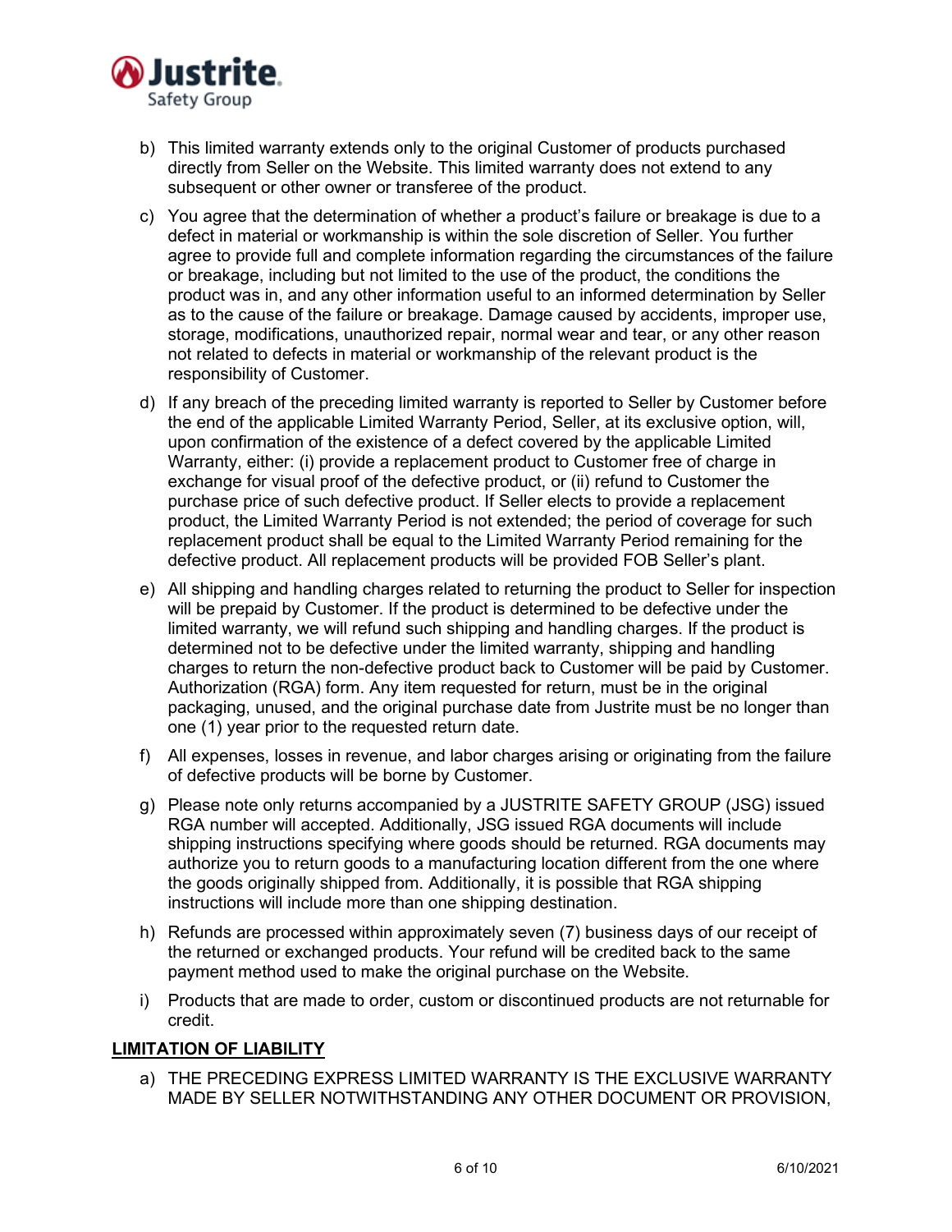b) This limited warranty extends only to the original Customer of products purchased directly from Seller on the Website. This limited warranty does not extend to any subsequent or other owner or transferee of the product.

c) You agree that the determination of whether a product's failure or breakage is due to a defect in material or workmanship is within the sole discretion of Seller. You further agree to provide full and complete information regarding the circumstances of the failure or breakage, including but not limited to the use of the product, the conditions the product was in, and any other information useful to an informed determination by Seller as to the cause of the failure or breakage. Damage caused by accidents, improper use, storage, modifications, unauthorized repair, normal wear and tear, or any other reason not related to defects in material or workmanship of the relevant product is the responsibility of Customer.

d) If any breach of the preceding limited warranty is reported to Seller by Customer before the end of the applicable Limited Warranty Period, Seller, at its exclusive option, will, upon confirmation of the existence of a defect covered by the applicable Limited Warranty, either: (i) provide a replacement product to Customer free of charge in exchange for visual proof of the defective product, or (ii) refund to Customer the purchase price of such defective product. If Seller elects to provide a replacement product, the Limited Warranty Period is not extended; the period of coverage for such replacement product shall be equal to the Limited Warranty Period remaining for the defective product. All replacement products will be provided FOB Seller's plant.

e) All shipping and handling charges related to returning the product to Seller for inspection will be prepaid by Customer. If the product is determined to be defective under the limited warranty, we will refund such shipping and handling charges. If the product is determined not to be defective under the limited warranty, shipping and handling charges to return the non-defective product back to Customer will be paid by Customer. Authorization (RGA) form. Any item requested for return, must be in the original packaging, unused, and the original purchase date from Justrite must be no longer than one (1) year prior to the requested return date.

f) All expenses, losses in revenue, and labor charges arising or originating from the failure of defective products will be borne by Customer.

g) Please note only returns accompanied by a JUSTRITE SAFETY GROUP (JSG) issued RGA number will accepted. Additionally, JSG issued RGA documents will include shipping instructions specifying where goods should be returned. RGA documents may authorize you to return goods to a manufacturing location different from the one where the goods originally shipped from. Additionally, it is possible that RGA shipping instructions will include more than one shipping destination.

h) Refunds are processed within approximately seven (7) business days of our receipt of the returned or exchanged products. Your refund will be credited back to the same payment method used to make the original purchase on the Website.

i) Products that are made to order, custom or discontinued products are not returnable for credit.

**LIMITATION OF LIABILITY**

a) THE PRECEDING EXPRESS LIMITED WARRANTY IS THE EXCLUSIVE WARRANTY MADE BY SELLER NOTWITHSTANDING ANY OTHER DOCUMENT OR PROVISION,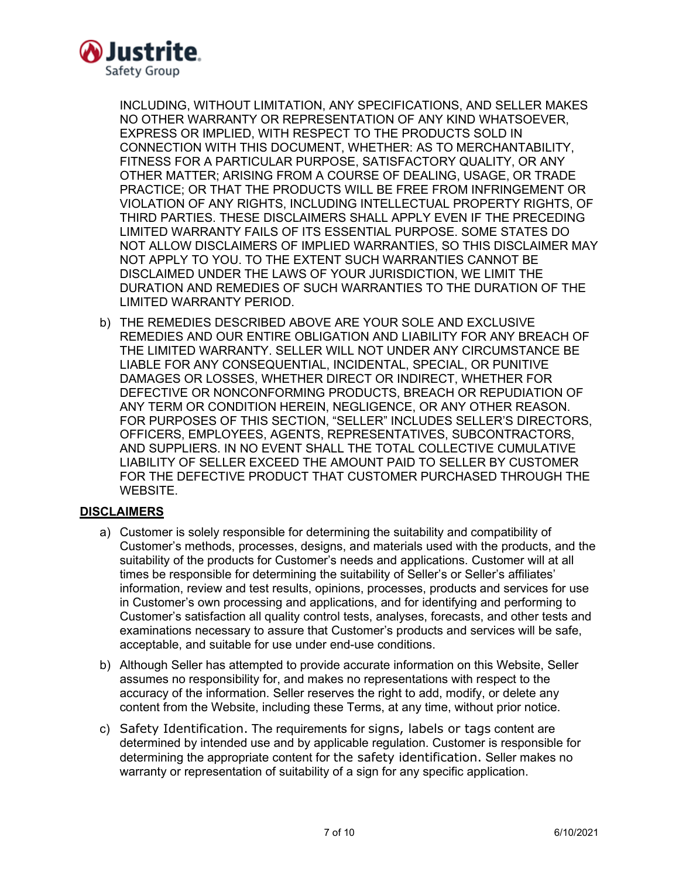INCLUDING, WITHOUT LIMITATION, ANY SPECIFICATIONS, AND SELLER MAKES NO OTHER WARRANTY OR REPRESENTATION OF ANY KIND WHATSOEVER, EXPRESS OR IMPLIED, WITH RESPECT TO THE PRODUCTS SOLD IN CONNECTION WITH THIS DOCUMENT, WHETHER: AS TO MERCHANTABILITY, FITNESS FOR A PARTICULAR PURPOSE, SATISFACTORY QUALITY, OR ANY OTHER MATTER; ARISING FROM A COURSE OF DEALING, USAGE, OR TRADE PRACTICE; OR THAT THE PRODUCTS WILL BE FREE FROM INFRINGEMENT OR VIOLATION OF ANY RIGHTS, INCLUDING INTELLECTUAL PROPERTY RIGHTS, OF THIRD PARTIES. THESE DISCLAIMERS SHALL APPLY EVEN IF THE PRECEDING LIMITED WARRANTY FAILS OF ITS ESSENTIAL PURPOSE. SOME STATES DO NOT ALLOW DISCLAIMERS OF IMPLIED WARRANTIES, SO THIS DISCLAIMER MAY NOT APPLY TO YOU. TO THE EXTENT SUCH WARRANTIES CANNOT BE DISCLAIMED UNDER THE LAWS OF YOUR JURISDICTION, WE LIMIT THE DURATION AND REMEDIES OF SUCH WARRANTIES TO THE DURATION OF THE LIMITED WARRANTY PERIOD.

b) THE REMEDIES DESCRIBED ABOVE ARE YOUR SOLE AND EXCLUSIVE REMEDIES AND OUR ENTIRE OBLIGATION AND LIABILITY FOR ANY BREACH OF THE LIMITED WARRANTY. SELLER WILL NOT UNDER ANY CIRCUMSTANCE BE LIABLE FOR ANY CONSEQUENTIAL, INCIDENTAL, SPECIAL, OR PUNITIVE DAMAGES OR LOSSES, WHETHER DIRECT OR INDIRECT, WHETHER FOR DEFECTIVE OR NONCONFORMING PRODUCTS, BREACH OR REPUDIATION OF ANY TERM OR CONDITION HEREIN, NEGLIGENCE, OR ANY OTHER REASON. FOR PURPOSES OF THIS SECTION, "SELLER" INCLUDES SELLER'S DIRECTORS, OFFICERS, EMPLOYEES, AGENTS, REPRESENTATIVES, SUBCONTRACTORS, AND SUPPLIERS. IN NO EVENT SHALL THE TOTAL COLLECTIVE CUMULATIVE LIABILITY OF SELLER EXCEED THE AMOUNT PAID TO SELLER BY CUSTOMER FOR THE DEFECTIVE PRODUCT THAT CUSTOMER PURCHASED THROUGH THE WEBSITE.

## DISCLAIMERS

a) Customer is solely responsible for determining the suitability and compatibility of Customer's methods, processes, designs, and materials used with the products, and the suitability of the products for Customer's needs and applications. Customer will at all times be responsible for determining the suitability of Seller's or Seller's affiliates' information, review and test results, opinions, processes, products and services for use in Customer's own processing and applications, and for identifying and performing to Customer's satisfaction all quality control tests, analyses, forecasts, and other tests and examinations necessary to assure that Customer's products and services will be safe, acceptable, and suitable for use under end-use conditions.

b) Although Seller has attempted to provide accurate information on this Website, Seller assumes no responsibility for, and makes no representations with respect to the accuracy of the information. Seller reserves the right to add, modify, or delete any content from the Website, including these Terms, at any time, without prior notice.

c) Safety Identification. The requirements for signs, labels or tags content are determined by intended use and by applicable regulation. Customer is responsible for determining the appropriate content for the safety identification. Seller makes no warranty or representation of suitability of a sign for any specific application.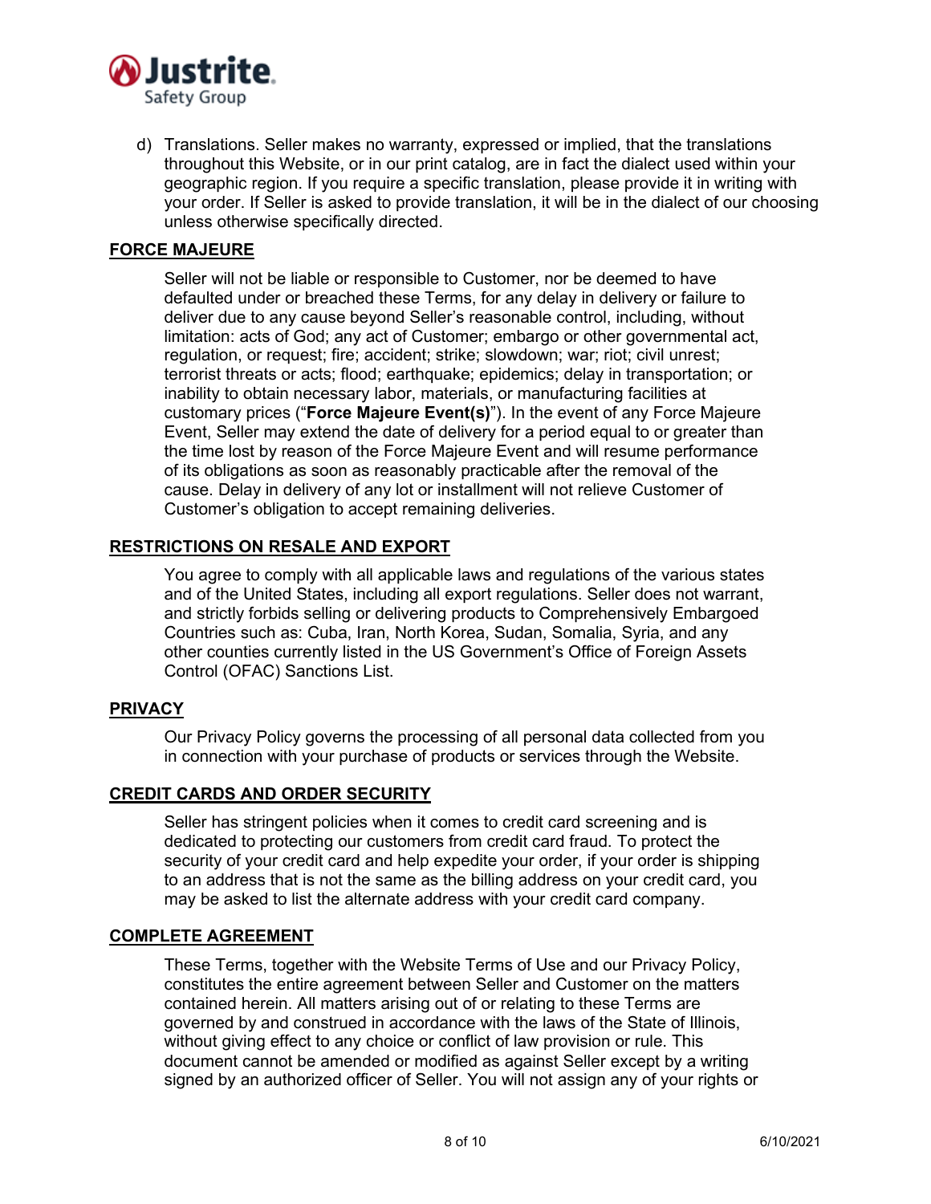d) Translations. Seller makes no warranty, expressed or implied, that the translations throughout this Website, or in our print catalog, are in fact the dialect used within your geographic region. If you require a specific translation, please provide it in writing with your order. If Seller is asked to provide translation, it will be in the dialect of our choosing unless otherwise specifically directed.

## FORCE MAJEURE

Seller will not be liable or responsible to Customer, nor be deemed to have defaulted under or breached these Terms, for any delay in delivery or failure to deliver due to any cause beyond Seller's reasonable control, including, without limitation: acts of God; any act of Customer; embargo or other governmental act, regulation, or request; fire; accident; strike; slowdown; war; riot; civil unrest; terrorist threats or acts; flood; earthquake; epidemics; delay in transportation; or inability to obtain necessary labor, materials, or manufacturing facilities at customary prices ("**Force Majeure Event(s)**"). In the event of any Force Majeure Event, Seller may extend the date of delivery for a period equal to or greater than the time lost by reason of the Force Majeure Event and will resume performance of its obligations as soon as reasonably practicable after the removal of the cause. Delay in delivery of any lot or installment will not relieve Customer of Customer's obligation to accept remaining deliveries.

## RESTRICTIONS ON RESALE AND EXPORT

You agree to comply with all applicable laws and regulations of the various states and of the United States, including all export regulations. Seller does not warrant, and strictly forbids selling or delivering products to Comprehensively Embargoed Countries such as: Cuba, Iran, North Korea, Sudan, Somalia, Syria, and any other counties currently listed in the US Government's Office of Foreign Assets Control (OFAC) Sanctions List.

## PRIVACY

Our Privacy Policy governs the processing of all personal data collected from you in connection with your purchase of products or services through the Website.

## CREDIT CARDS AND ORDER SECURITY

Seller has stringent policies when it comes to credit card screening and is dedicated to protecting our customers from credit card fraud. To protect the security of your credit card and help expedite your order, if your order is shipping to an address that is not the same as the billing address on your credit card, you may be asked to list the alternate address with your credit card company.

## COMPLETE AGREEMENT

These Terms, together with the Website Terms of Use and our Privacy Policy, constitutes the entire agreement between Seller and Customer on the matters contained herein. All matters arising out of or relating to these Terms are governed by and construed in accordance with the laws of the State of Illinois, without giving effect to any choice or conflict of law provision or rule. This document cannot be amended or modified as against Seller except by a writing signed by an authorized officer of Seller. You will not assign any of your rights or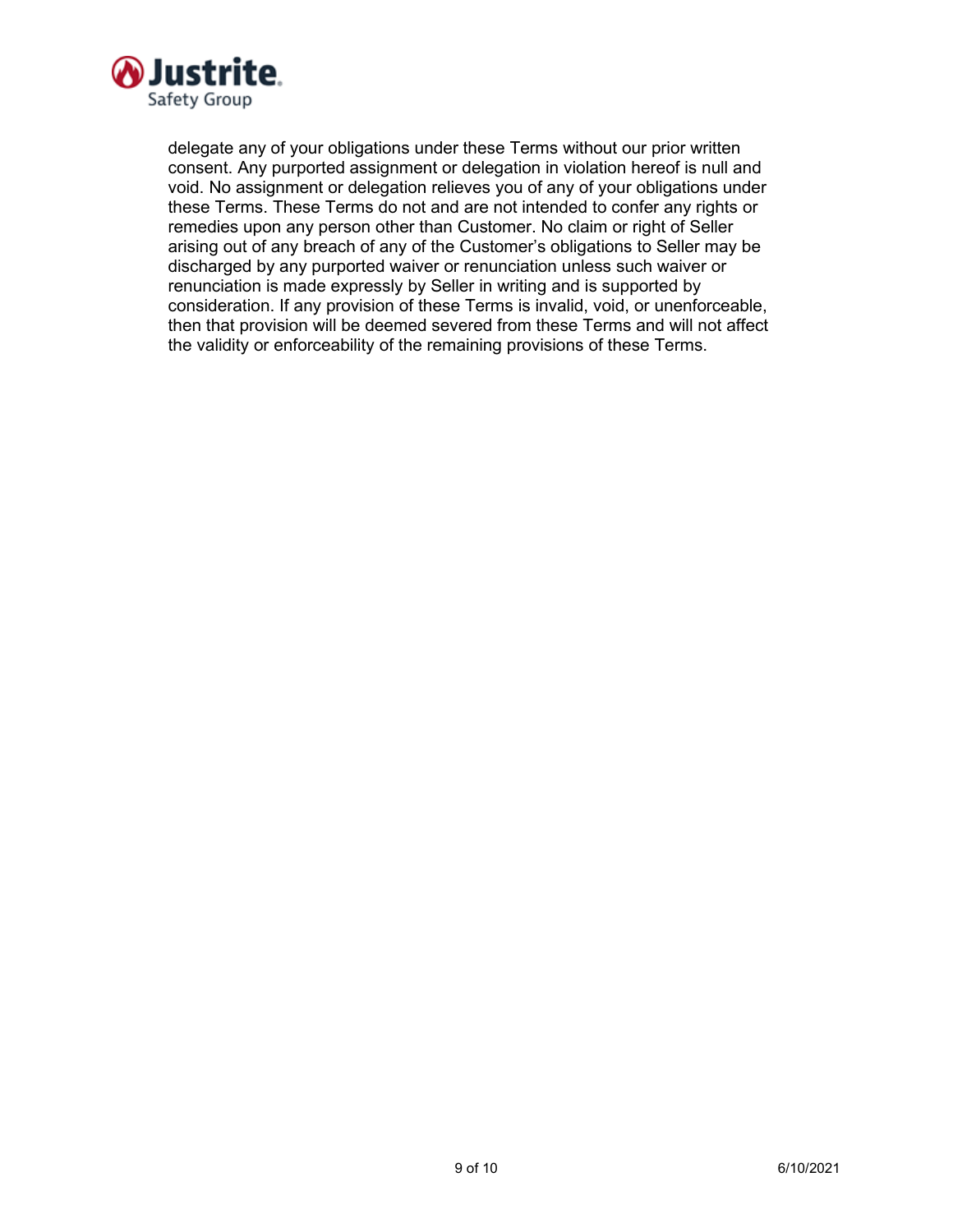delegate any of your obligations under these Terms without our prior written consent. Any purported assignment or delegation in violation hereof is null and void. No assignment or delegation relieves you of any of your obligations under these Terms. These Terms do not and are not intended to confer any rights or remedies upon any person other than Customer. No claim or right of Seller arising out of any breach of any of the Customer's obligations to Seller may be discharged by any purported waiver or renunciation unless such waiver or renunciation is made expressly by Seller in writing and is supported by consideration. If any provision of these Terms is invalid, void, or unenforceable, then that provision will be deemed severed from these Terms and will not affect the validity or enforceability of the remaining provisions of these Terms.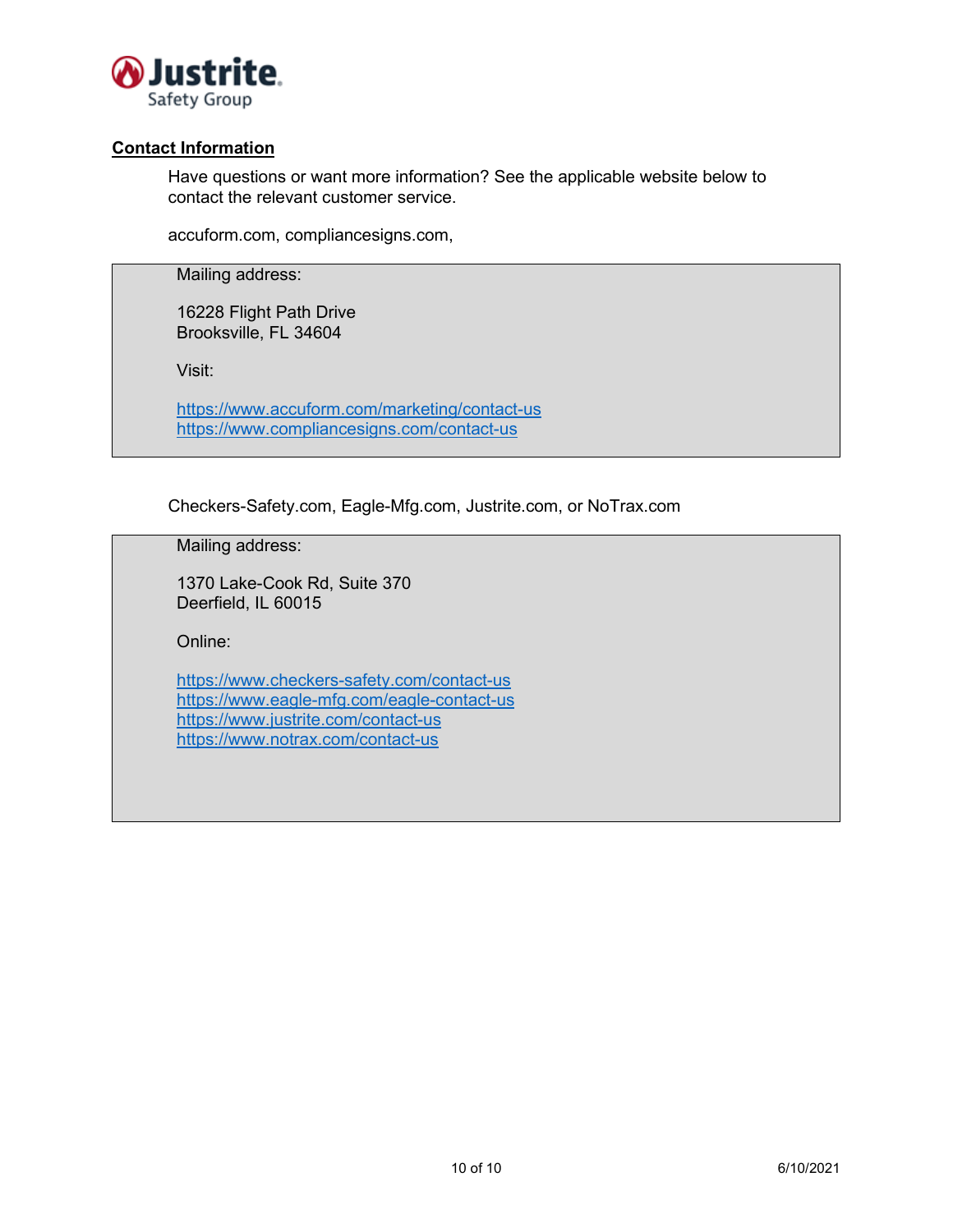## Contact Information

Have questions or want more information? See the applicable website below to contact the relevant customer service.

accuform.com, compliancesigns.com,

Mailing address:

16228 Flight Path Drive
Brooksville, FL 34604

Visit:

https://www.accuform.com/marketing/contact-us
https://www.compliancesigns.com/contact-us

Checkers-Safety.com, Eagle-Mfg.com, Justrite.com, or NoTrax.com

Mailing address:

1370 Lake-Cook Rd, Suite 370
Deerfield, IL 60015

Online:

https://www.checkers-safety.com/contact-us
https://www.eagle-mfg.com/eagle-contact-us
https://www.justrite.com/contact-us
https://www.notrax.com/contact-us